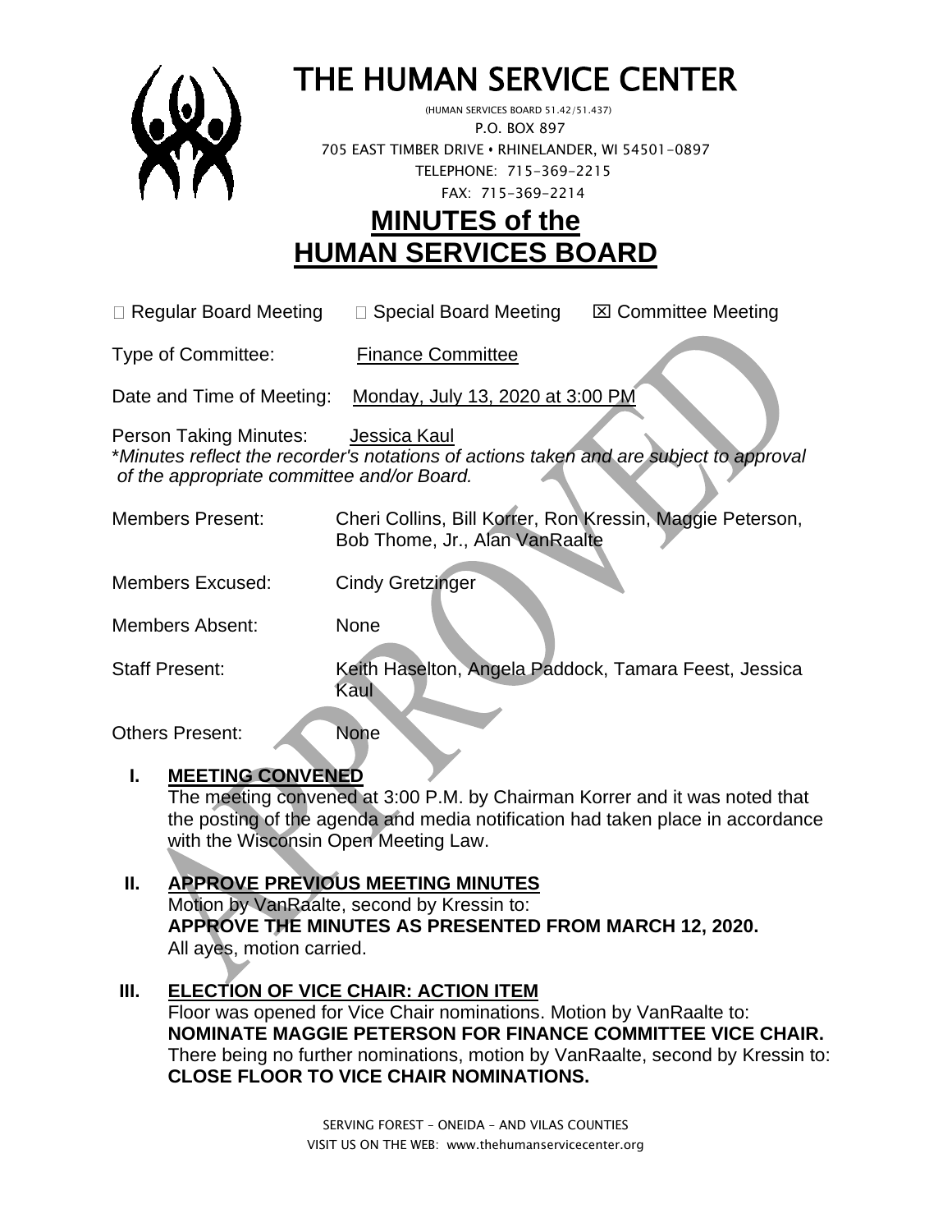# THE HUMAN SERVICE CENTER

(HUMAN SERVICES BOARD 51.42/51.437)
P.O. BOX 897
705 EAST TIMBER DRIVE • RHINELANDER, WI 54501-0897
TELEPHONE: 715-369-2215
FAX: 715-369-2214

# MINUTES of the HUMAN SERVICES BOARD

☐ Regular Board Meeting ☐ Special Board Meeting ☒ Committee Meeting

Type of Committee: Finance Committee

Date and Time of Meeting: Monday, July 13, 2020 at 3:00 PM

Person Taking Minutes: Jessica Kaul
*Minutes reflect the recorder's notations of actions taken and are subject to approval of the appropriate committee and/or Board.*

Members Present: Cheri Collins, Bill Korrer, Ron Kressin, Maggie Peterson, Bob Thome, Jr., Alan VanRaalte

Members Excused: Cindy Gretzinger

Members Absent: None

Staff Present: Keith Haselton, Angela Paddock, Tamara Feest, Jessica Kaul

Others Present: None

## I. MEETING CONVENED

The meeting convened at 3:00 P.M. by Chairman Korrer and it was noted that the posting of the agenda and media notification had taken place in accordance with the Wisconsin Open Meeting Law.

## II. APPROVE PREVIOUS MEETING MINUTES

Motion by VanRaalte, second by Kressin to:
**APPROVE THE MINUTES AS PRESENTED FROM MARCH 12, 2020.**
All ayes, motion carried.

## III. ELECTION OF VICE CHAIR: ACTION ITEM

Floor was opened for Vice Chair nominations. Motion by VanRaalte to:
**NOMINATE MAGGIE PETERSON FOR FINANCE COMMITTEE VICE CHAIR.**
There being no further nominations, motion by VanRaalte, second by Kressin to:
**CLOSE FLOOR TO VICE CHAIR NOMINATIONS.**

SERVING FOREST – ONEIDA – AND VILAS COUNTIES
VISIT US ON THE WEB: www.thehumanservicecenter.org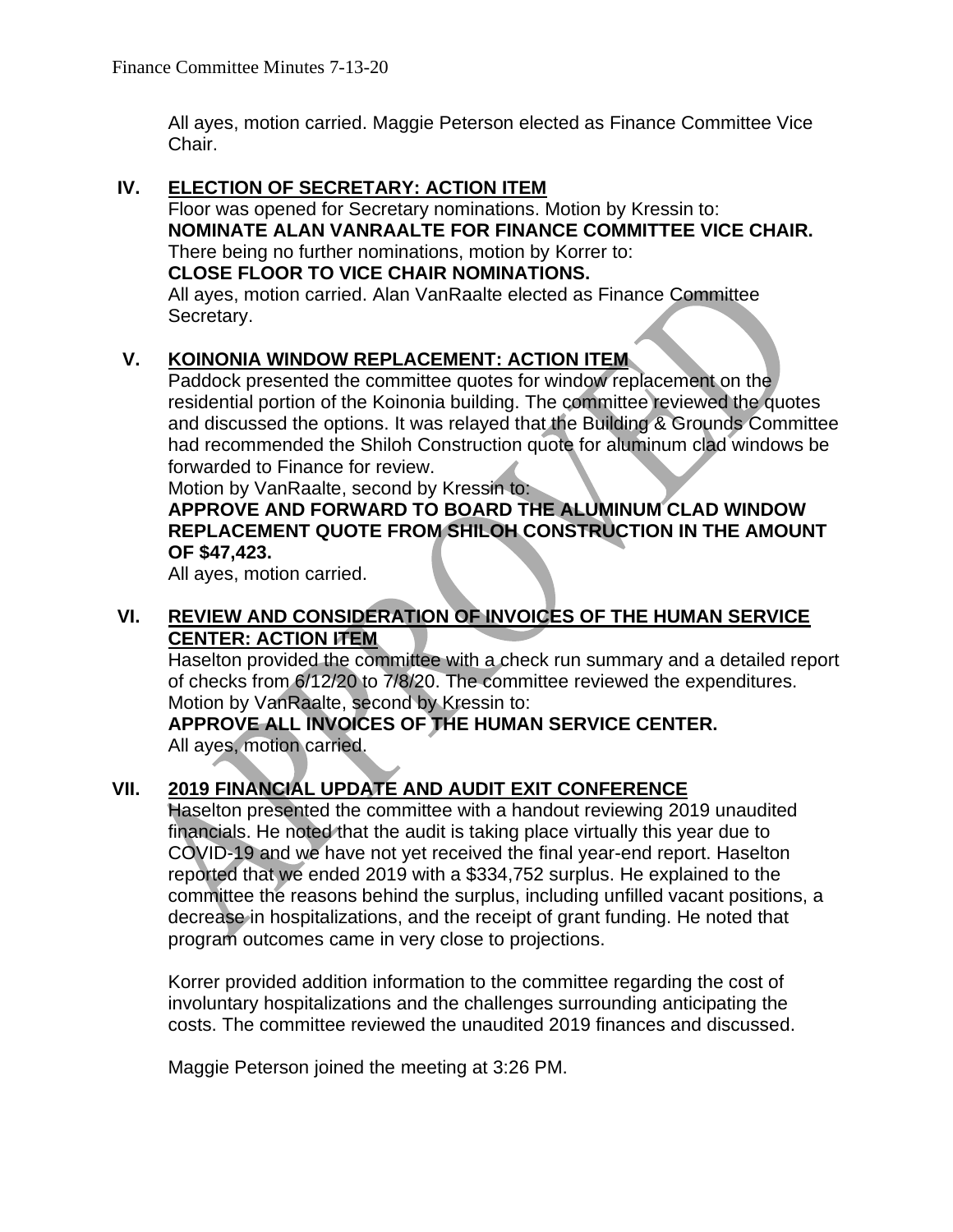All ayes, motion carried. Maggie Peterson elected as Finance Committee Vice Chair.

## IV. ELECTION OF SECRETARY: ACTION ITEM

Floor was opened for Secretary nominations. Motion by Kressin to:
**NOMINATE ALAN VANRAALTE FOR FINANCE COMMITTEE VICE CHAIR.**
There being no further nominations, motion by Korrer to:
**CLOSE FLOOR TO VICE CHAIR NOMINATIONS.**
All ayes, motion carried. Alan VanRaalte elected as Finance Committee Secretary.

## V. KOINONIA WINDOW REPLACEMENT: ACTION ITEM

Paddock presented the committee quotes for window replacement on the residential portion of the Koinonia building. The committee reviewed the quotes and discussed the options. It was relayed that the Building & Grounds Committee had recommended the Shiloh Construction quote for aluminum clad windows be forwarded to Finance for review.

Motion by VanRaalte, second by Kressin to:
**APPROVE AND FORWARD TO BOARD THE ALUMINUM CLAD WINDOW REPLACEMENT QUOTE FROM SHILOH CONSTRUCTION IN THE AMOUNT OF $47,423.**
All ayes, motion carried.

## VI. REVIEW AND CONSIDERATION OF INVOICES OF THE HUMAN SERVICE CENTER: ACTION ITEM

Haselton provided the committee with a check run summary and a detailed report of checks from 6/12/20 to 7/8/20. The committee reviewed the expenditures.
Motion by VanRaalte, second by Kressin to:
**APPROVE ALL INVOICES OF THE HUMAN SERVICE CENTER.**
All ayes, motion carried.

## VII. 2019 FINANCIAL UPDATE AND AUDIT EXIT CONFERENCE

Haselton presented the committee with a handout reviewing 2019 unaudited financials. He noted that the audit is taking place virtually this year due to COVID-19 and we have not yet received the final year-end report. Haselton reported that we ended 2019 with a $334,752 surplus. He explained to the committee the reasons behind the surplus, including unfilled vacant positions, a decrease in hospitalizations, and the receipt of grant funding. He noted that program outcomes came in very close to projections.

Korrer provided addition information to the committee regarding the cost of involuntary hospitalizations and the challenges surrounding anticipating the costs. The committee reviewed the unaudited 2019 finances and discussed.

Maggie Peterson joined the meeting at 3:26 PM.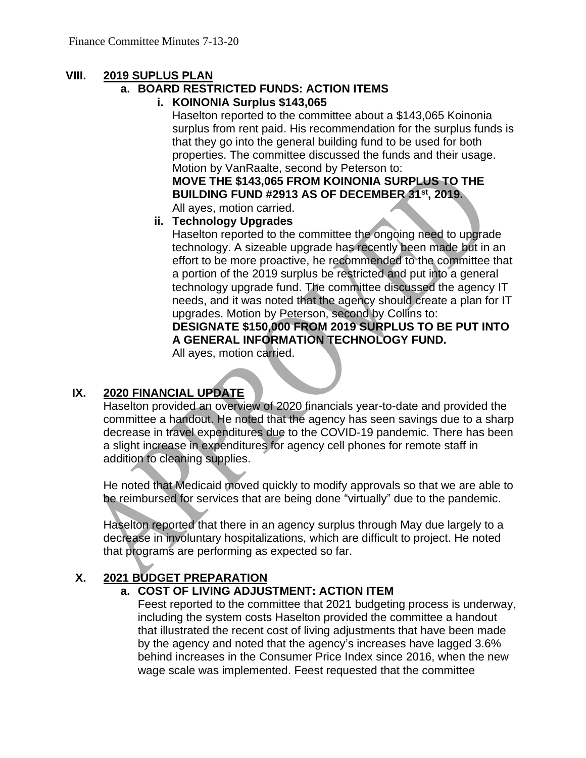## VIII. 2019 SUPLUS PLAN

### a. BOARD RESTRICTED FUNDS: ACTION ITEMS

#### i. KOINONIA Surplus $143,065

Haselton reported to the committee about a $143,065 Koinonia surplus from rent paid. His recommendation for the surplus funds is that they go into the general building fund to be used for both properties. The committee discussed the funds and their usage. Motion by VanRaalte, second by Peterson to:

**MOVE THE $143,065 FROM KOINONIA SURPLUS TO THE BUILDING FUND #2913 AS OF DECEMBER 31st, 2019.**

All ayes, motion carried.

#### ii. Technology Upgrades

Haselton reported to the committee the ongoing need to upgrade technology. A sizeable upgrade has recently been made but in an effort to be more proactive, he recommended to the committee that a portion of the 2019 surplus be restricted and put into a general technology upgrade fund. The committee discussed the agency IT needs, and it was noted that the agency should create a plan for IT upgrades. Motion by Peterson, second by Collins to:

**DESIGNATE $150,000 FROM 2019 SURPLUS TO BE PUT INTO A GENERAL INFORMATION TECHNOLOGY FUND.**

All ayes, motion carried.

## IX. 2020 FINANCIAL UPDATE

Haselton provided an overview of 2020 financials year-to-date and provided the committee a handout. He noted that the agency has seen savings due to a sharp decrease in travel expenditures due to the COVID-19 pandemic. There has been a slight increase in expenditures for agency cell phones for remote staff in addition to cleaning supplies.

He noted that Medicaid moved quickly to modify approvals so that we are able to be reimbursed for services that are being done "virtually" due to the pandemic.

Haselton reported that there in an agency surplus through May due largely to a decrease in involuntary hospitalizations, which are difficult to project. He noted that programs are performing as expected so far.

## X. 2021 BUDGET PREPARATION

### a. COST OF LIVING ADJUSTMENT: ACTION ITEM

Feest reported to the committee that 2021 budgeting process is underway, including the system costs Haselton provided the committee a handout that illustrated the recent cost of living adjustments that have been made by the agency and noted that the agency's increases have lagged 3.6% behind increases in the Consumer Price Index since 2016, when the new wage scale was implemented. Feest requested that the committee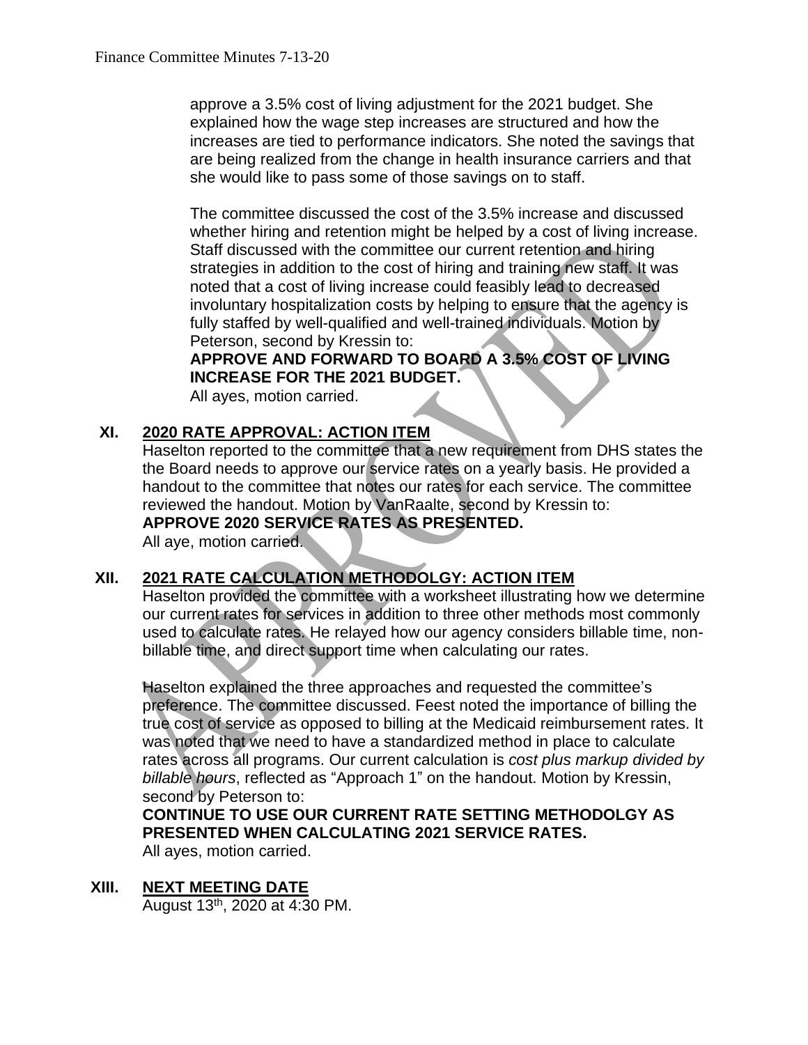approve a 3.5% cost of living adjustment for the 2021 budget. She explained how the wage step increases are structured and how the increases are tied to performance indicators. She noted the savings that are being realized from the change in health insurance carriers and that she would like to pass some of those savings on to staff.

The committee discussed the cost of the 3.5% increase and discussed whether hiring and retention might be helped by a cost of living increase. Staff discussed with the committee our current retention and hiring strategies in addition to the cost of hiring and training new staff. It was noted that a cost of living increase could feasibly lead to decreased involuntary hospitalization costs by helping to ensure that the agency is fully staffed by well-qualified and well-trained individuals. Motion by Peterson, second by Kressin to:

**APPROVE AND FORWARD TO BOARD A 3.5% COST OF LIVING INCREASE FOR THE 2021 BUDGET.**

All ayes, motion carried.

## XI. 2020 RATE APPROVAL: ACTION ITEM

Haselton reported to the committee that a new requirement from DHS states the the Board needs to approve our service rates on a yearly basis. He provided a handout to the committee that notes our rates for each service. The committee reviewed the handout. Motion by VanRaalte, second by Kressin to:

**APPROVE 2020 SERVICE RATES AS PRESENTED.**

All aye, motion carried.

## XII. 2021 RATE CALCULATION METHODOLGY: ACTION ITEM

Haselton provided the committee with a worksheet illustrating how we determine our current rates for services in addition to three other methods most commonly used to calculate rates. He relayed how our agency considers billable time, non-billable time, and direct support time when calculating our rates.

Haselton explained the three approaches and requested the committee's preference. The committee discussed. Feest noted the importance of billing the true cost of service as opposed to billing at the Medicaid reimbursement rates. It was noted that we need to have a standardized method in place to calculate rates across all programs. Our current calculation is *cost plus markup divided by billable hours*, reflected as "Approach 1" on the handout. Motion by Kressin, second by Peterson to:

**CONTINUE TO USE OUR CURRENT RATE SETTING METHODOLGY AS PRESENTED WHEN CALCULATING 2021 SERVICE RATES.**

All ayes, motion carried.

## XIII. NEXT MEETING DATE

August 13th, 2020 at 4:30 PM.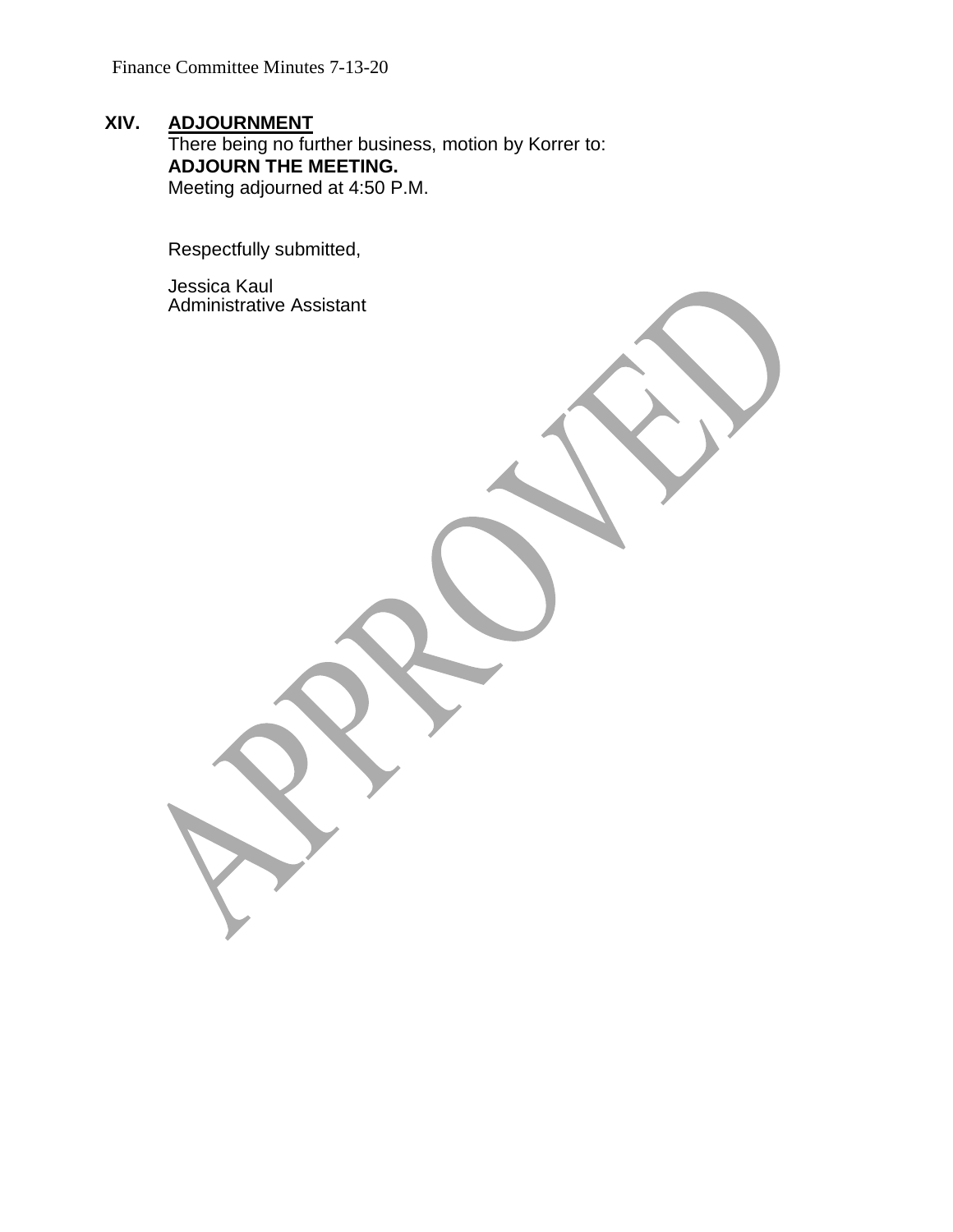## XIV. ADJOURNMENT

There being no further business, motion by Korrer to:
**ADJOURN THE MEETING.**
Meeting adjourned at 4:50 P.M.

Respectfully submitted,

Jessica Kaul
Administrative Assistant

APPROVED